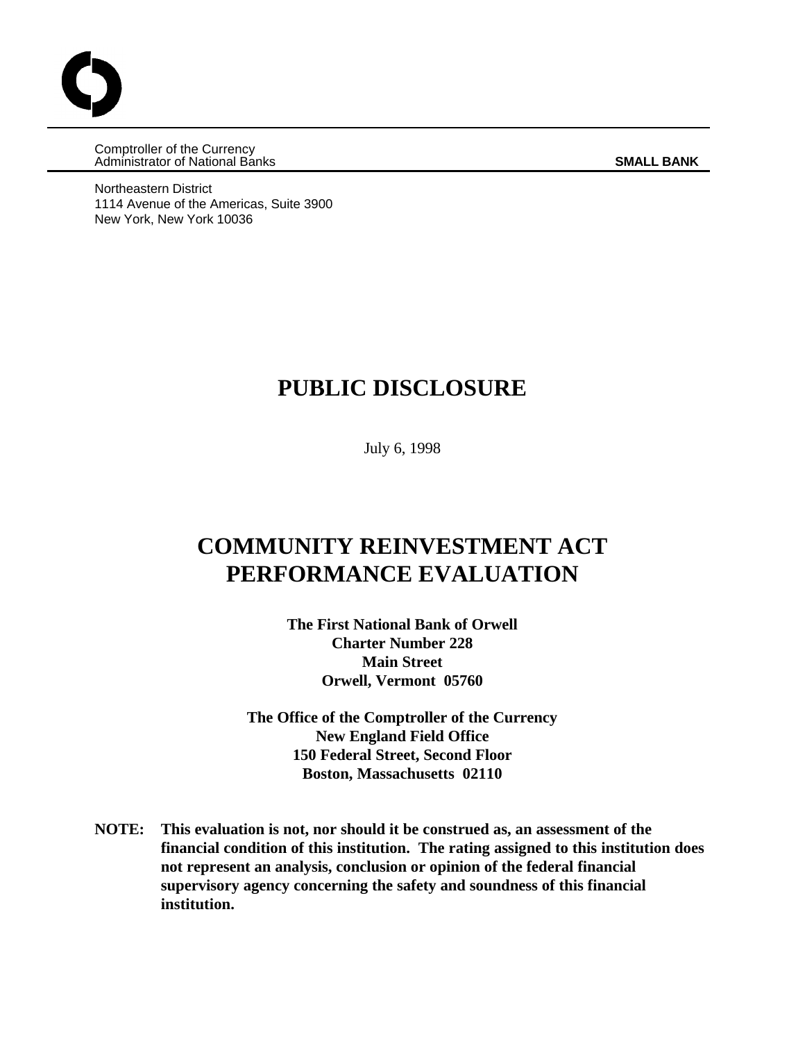Comptroller of the Currency
Administrator of National Banks **SMALL BANK**

Northeastern District
1114 Avenue of the Americas, Suite 3900
New York, New York 10036

# PUBLIC DISCLOSURE

July 6, 1998

# COMMUNITY REINVESTMENT ACT PERFORMANCE EVALUATION

**The First National Bank of Orwell**
**Charter Number 228**
**Main Street**
**Orwell, Vermont 05760**

**The Office of the Comptroller of the Currency**
**New England Field Office**
**150 Federal Street, Second Floor**
**Boston, Massachusetts 02110**

**NOTE: This evaluation is not, nor should it be construed as, an assessment of the financial condition of this institution. The rating assigned to this institution does not represent an analysis, conclusion or opinion of the federal financial supervisory agency concerning the safety and soundness of this financial institution.**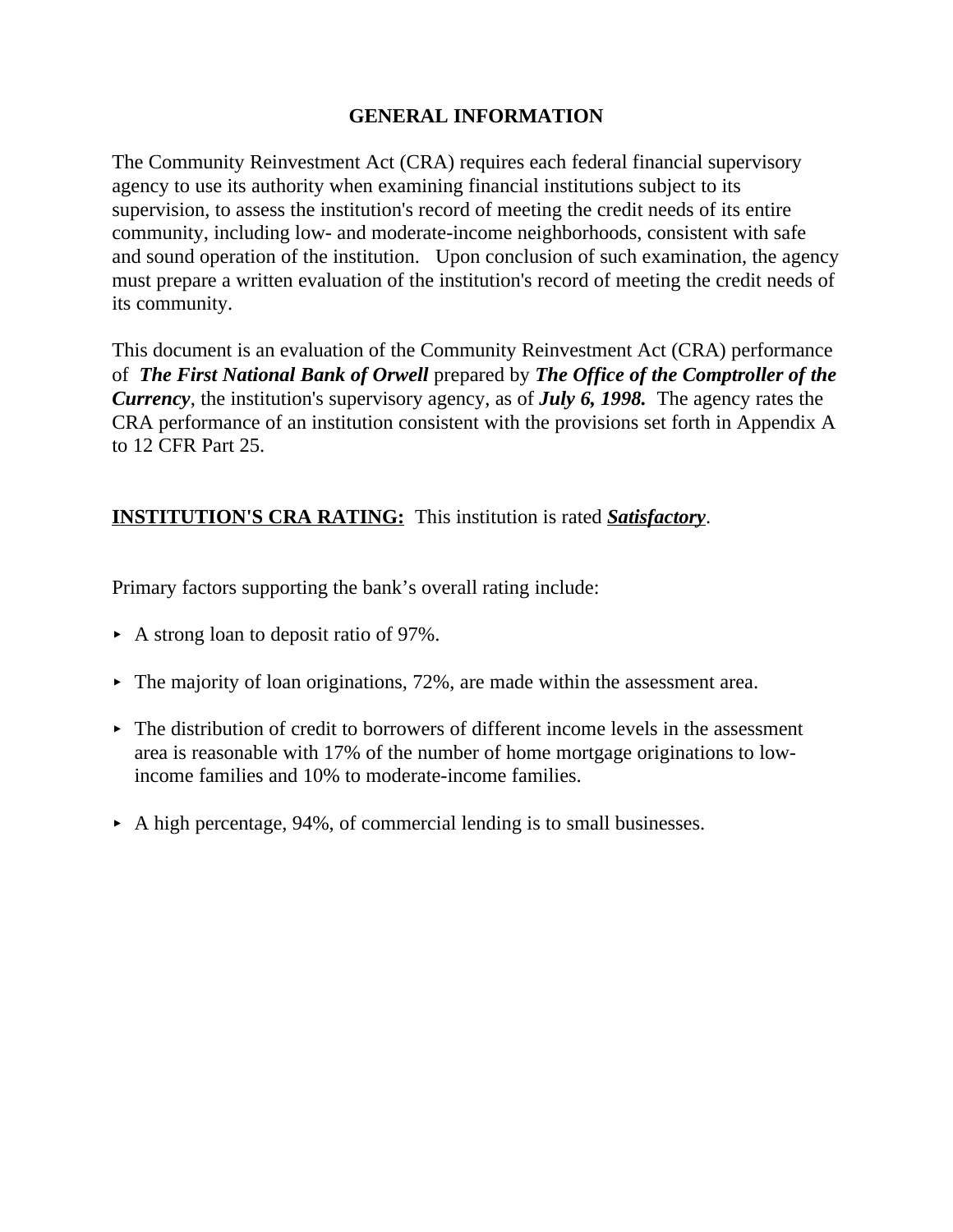## GENERAL INFORMATION

The Community Reinvestment Act (CRA) requires each federal financial supervisory agency to use its authority when examining financial institutions subject to its supervision, to assess the institution's record of meeting the credit needs of its entire community, including low- and moderate-income neighborhoods, consistent with safe and sound operation of the institution. Upon conclusion of such examination, the agency must prepare a written evaluation of the institution's record of meeting the credit needs of its community.

This document is an evaluation of the Community Reinvestment Act (CRA) performance of ***The First National Bank of Orwell*** prepared by ***The Office of the Comptroller of the Currency***, the institution's supervisory agency, as of ***July 6, 1998.*** The agency rates the CRA performance of an institution consistent with the provisions set forth in Appendix A to 12 CFR Part 25.

**INSTITUTION'S CRA RATING:** This institution is rated ***Satisfactory***.

Primary factors supporting the bank's overall rating include:

- A strong loan to deposit ratio of 97%.
- The majority of loan originations, 72%, are made within the assessment area.
- The distribution of credit to borrowers of different income levels in the assessment area is reasonable with 17% of the number of home mortgage originations to low-income families and 10% to moderate-income families.
- A high percentage, 94%, of commercial lending is to small businesses.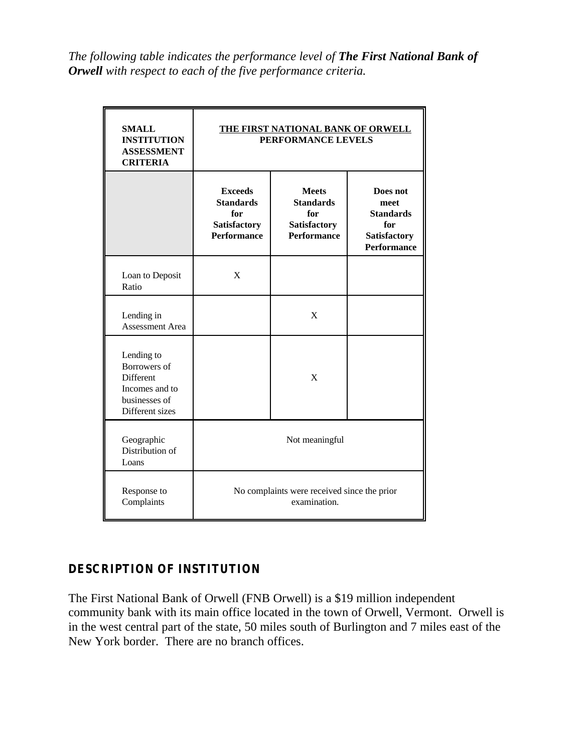*The following table indicates the performance level of **The First National Bank of Orwell** with respect to each of the five performance criteria.*

| **SMALL INSTITUTION ASSESSMENT CRITERIA** | **THE FIRST NATIONAL BANK OF ORWELL PERFORMANCE LEVELS** | | |
|---|---|---|---|
| | **Exceeds Standards for Satisfactory Performance** | **Meets Standards for Satisfactory Performance** | **Does not meet Standards for Satisfactory Performance** |
| Loan to Deposit Ratio | X | | |
| Lending in Assessment Area | | X | |
| Lending to Borrowers of Different Incomes and to businesses of Different sizes | | X | |
| Geographic Distribution of Loans | Not meaningful | | |
| Response to Complaints | No complaints were received since the prior examination. | | |

## DESCRIPTION OF INSTITUTION

The First National Bank of Orwell (FNB Orwell) is a $19 million independent community bank with its main office located in the town of Orwell, Vermont. Orwell is in the west central part of the state, 50 miles south of Burlington and 7 miles east of the New York border. There are no branch offices.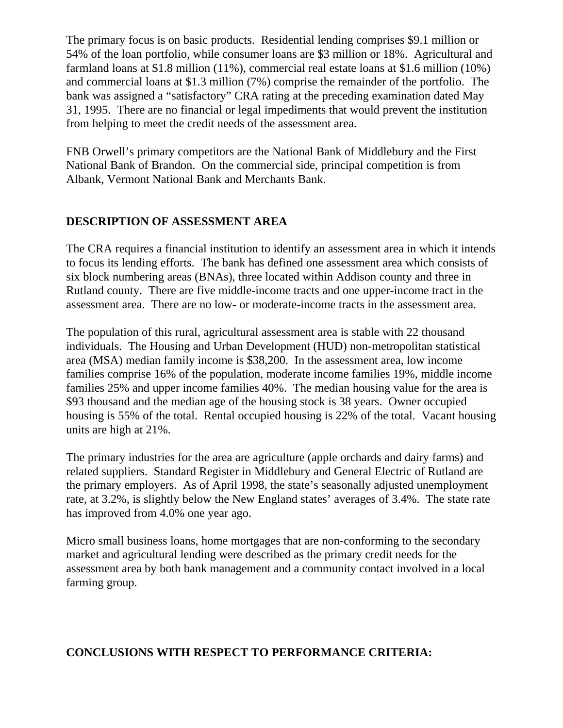The primary focus is on basic products. Residential lending comprises $9.1 million or 54% of the loan portfolio, while consumer loans are $3 million or 18%. Agricultural and farmland loans at $1.8 million (11%), commercial real estate loans at $1.6 million (10%) and commercial loans at $1.3 million (7%) comprise the remainder of the portfolio. The bank was assigned a "satisfactory" CRA rating at the preceding examination dated May 31, 1995. There are no financial or legal impediments that would prevent the institution from helping to meet the credit needs of the assessment area.

FNB Orwell's primary competitors are the National Bank of Middlebury and the First National Bank of Brandon. On the commercial side, principal competition is from Albank, Vermont National Bank and Merchants Bank.

**DESCRIPTION OF ASSESSMENT AREA**

The CRA requires a financial institution to identify an assessment area in which it intends to focus its lending efforts. The bank has defined one assessment area which consists of six block numbering areas (BNAs), three located within Addison county and three in Rutland county. There are five middle-income tracts and one upper-income tract in the assessment area. There are no low- or moderate-income tracts in the assessment area.

The population of this rural, agricultural assessment area is stable with 22 thousand individuals. The Housing and Urban Development (HUD) non-metropolitan statistical area (MSA) median family income is $38,200. In the assessment area, low income families comprise 16% of the population, moderate income families 19%, middle income families 25% and upper income families 40%. The median housing value for the area is $93 thousand and the median age of the housing stock is 38 years. Owner occupied housing is 55% of the total. Rental occupied housing is 22% of the total. Vacant housing units are high at 21%.

The primary industries for the area are agriculture (apple orchards and dairy farms) and related suppliers. Standard Register in Middlebury and General Electric of Rutland are the primary employers. As of April 1998, the state's seasonally adjusted unemployment rate, at 3.2%, is slightly below the New England states' averages of 3.4%. The state rate has improved from 4.0% one year ago.

Micro small business loans, home mortgages that are non-conforming to the secondary market and agricultural lending were described as the primary credit needs for the assessment area by both bank management and a community contact involved in a local farming group.

**CONCLUSIONS WITH RESPECT TO PERFORMANCE CRITERIA:**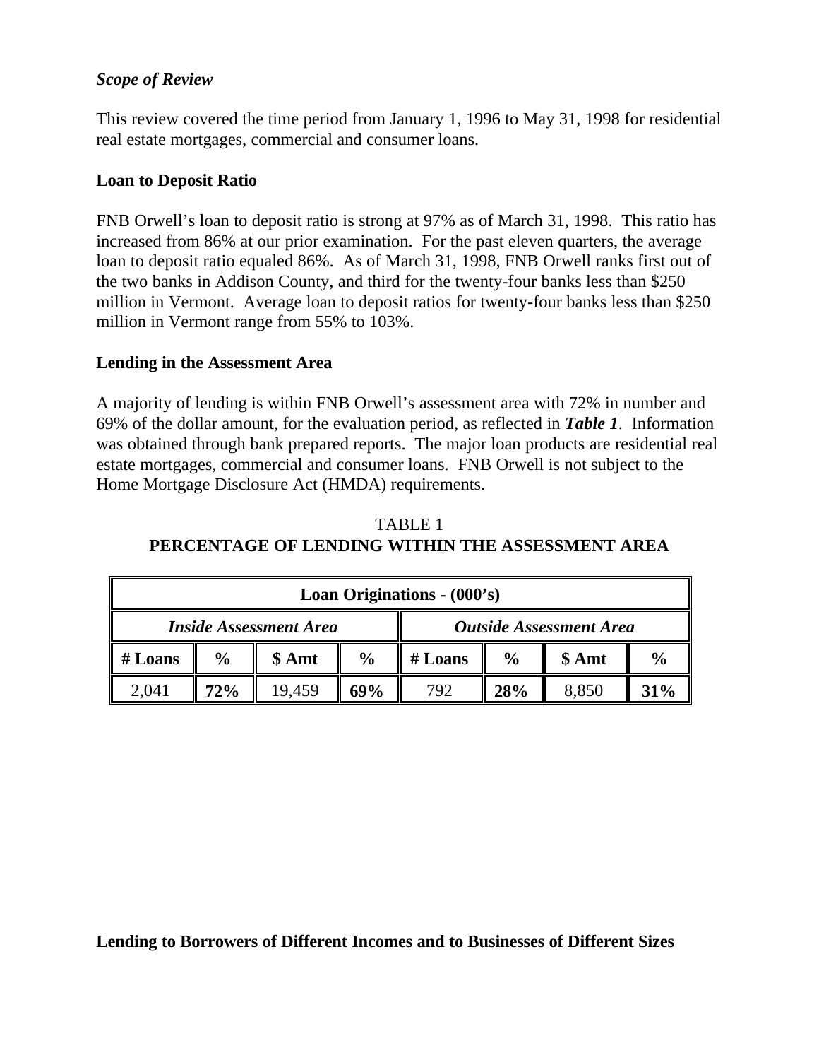***Scope of Review***

This review covered the time period from January 1, 1996 to May 31, 1998 for residential real estate mortgages, commercial and consumer loans.

**Loan to Deposit Ratio**

FNB Orwell's loan to deposit ratio is strong at 97% as of March 31, 1998. This ratio has increased from 86% at our prior examination. For the past eleven quarters, the average loan to deposit ratio equaled 86%. As of March 31, 1998, FNB Orwell ranks first out of the two banks in Addison County, and third for the twenty-four banks less than $250 million in Vermont. Average loan to deposit ratios for twenty-four banks less than $250 million in Vermont range from 55% to 103%.

**Lending in the Assessment Area**

A majority of lending is within FNB Orwell's assessment area with 72% in number and 69% of the dollar amount, for the evaluation period, as reflected in ***Table 1***. Information was obtained through bank prepared reports. The major loan products are residential real estate mortgages, commercial and consumer loans. FNB Orwell is not subject to the Home Mortgage Disclosure Act (HMDA) requirements.

TABLE 1

**PERCENTAGE OF LENDING WITHIN THE ASSESSMENT AREA**

| **Loan Originations - (000's)** | | | | | | | |
|---|---|---|---|---|---|---|---|
| ***Inside Assessment Area*** | | | | ***Outside Assessment Area*** | | | |
| **# Loans** | **%** | **$ Amt** | **%** | **# Loans** | **%** | **$ Amt** | **%** |
| 2,041 | **72%** | 19,459 | **69%** | 792 | **28%** | 8,850 | **31%** |

**Lending to Borrowers of Different Incomes and to Businesses of Different Sizes**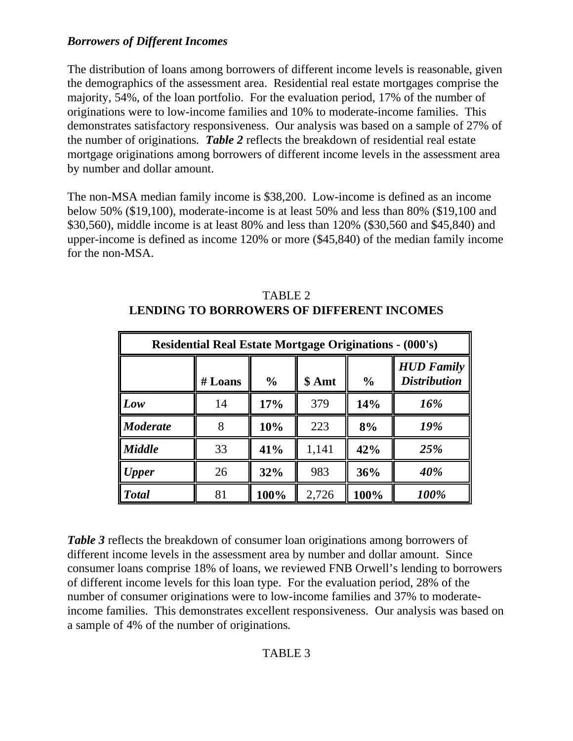### *Borrowers of Different Incomes*

The distribution of loans among borrowers of different income levels is reasonable, given the demographics of the assessment area. Residential real estate mortgages comprise the majority, 54%, of the loan portfolio. For the evaluation period, 17% of the number of originations were to low-income families and 10% to moderate-income families. This demonstrates satisfactory responsiveness. Our analysis was based on a sample of 27% of the number of originations. ***Table 2*** reflects the breakdown of residential real estate mortgage originations among borrowers of different income levels in the assessment area by number and dollar amount.

The non-MSA median family income is $38,200. Low-income is defined as an income below 50% ($19,100), moderate-income is at least 50% and less than 80% ($19,100 and $30,560), middle income is at least 80% and less than 120% ($30,560 and $45,840) and upper-income is defined as income 120% or more ($45,840) of the median family income for the non-MSA.

TABLE 2
**LENDING TO BORROWERS OF DIFFERENT INCOMES**

| **Residential Real Estate Mortgage Originations - (000's)** | | | | | |
|---|---|---|---|---|---|
| | **# Loans** | **%** | **$ Amt** | **%** | ***HUD Family Distribution*** |
| ***Low*** | 14 | **17%** | 379 | **14%** | ***16%*** |
| ***Moderate*** | 8 | **10%** | 223 | **8%** | ***19%*** |
| ***Middle*** | 33 | **41%** | 1,141 | **42%** | ***25%*** |
| ***Upper*** | 26 | **32%** | 983 | **36%** | ***40%*** |
| ***Total*** | 81 | **100%** | 2,726 | **100%** | ***100%*** |

***Table 3*** reflects the breakdown of consumer loan originations among borrowers of different income levels in the assessment area by number and dollar amount. Since consumer loans comprise 18% of loans, we reviewed FNB Orwell's lending to borrowers of different income levels for this loan type. For the evaluation period, 28% of the number of consumer originations were to low-income families and 37% to moderate-income families. This demonstrates excellent responsiveness. Our analysis was based on a sample of 4% of the number of originations.

TABLE 3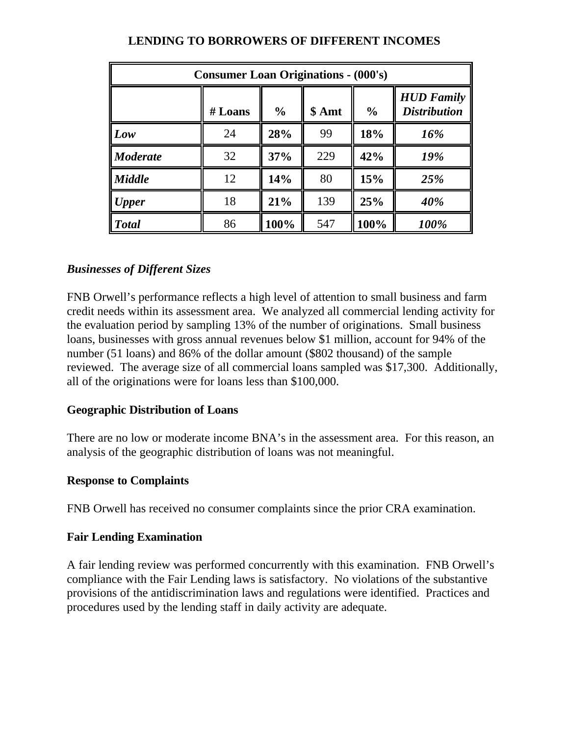## LENDING TO BORROWERS OF DIFFERENT INCOMES

| Consumer Loan Originations - (000's) | | | | | |
|---|---|---|---|---|---|
| | **# Loans** | **%** | **$ Amt** | **%** | ***HUD Family Distribution*** |
| ***Low*** | 24 | **28%** | 99 | **18%** | ***16%*** |
| ***Moderate*** | 32 | **37%** | 229 | **42%** | ***19%*** |
| ***Middle*** | 12 | **14%** | 80 | **15%** | ***25%*** |
| ***Upper*** | 18 | **21%** | 139 | **25%** | ***40%*** |
| ***Total*** | 86 | **100%** | 547 | **100%** | ***100%*** |

### *Businesses of Different Sizes*

FNB Orwell's performance reflects a high level of attention to small business and farm credit needs within its assessment area. We analyzed all commercial lending activity for the evaluation period by sampling 13% of the number of originations. Small business loans, businesses with gross annual revenues below $1 million, account for 94% of the number (51 loans) and 86% of the dollar amount ($802 thousand) of the sample reviewed. The average size of all commercial loans sampled was $17,300. Additionally, all of the originations were for loans less than $100,000.

### Geographic Distribution of Loans

There are no low or moderate income BNA's in the assessment area. For this reason, an analysis of the geographic distribution of loans was not meaningful.

### Response to Complaints

FNB Orwell has received no consumer complaints since the prior CRA examination.

### Fair Lending Examination

A fair lending review was performed concurrently with this examination. FNB Orwell's compliance with the Fair Lending laws is satisfactory. No violations of the substantive provisions of the antidiscrimination laws and regulations were identified. Practices and procedures used by the lending staff in daily activity are adequate.